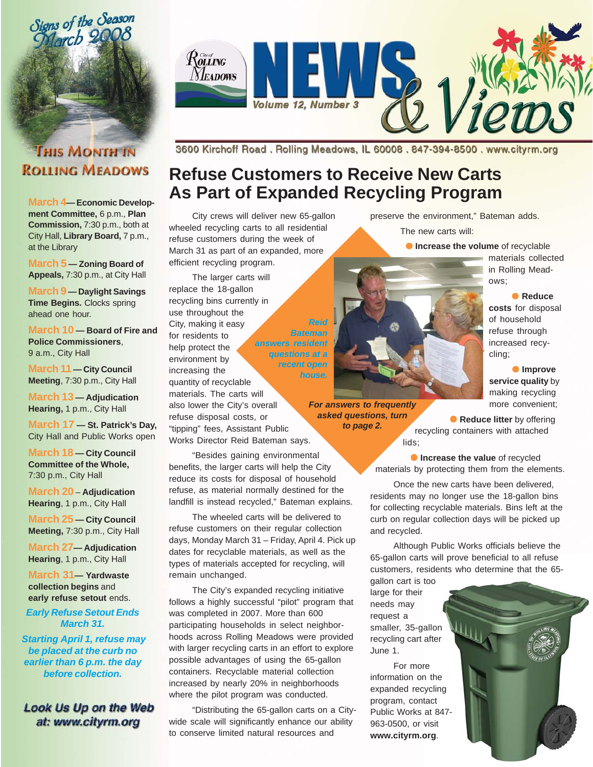# City of Rolling Meadows NEWS & Views

Volume 12, Number 3

3600 Kirchoff Road . Rolling Meadows, IL 60008 . 847-394-8500 . www.cityrm.org

## Signs of the Season March 2008

### This Month in Rolling Meadows

**March 4 — Economic Development Committee,** 6 p.m., **Plan Commission,** 7:30 p.m., both at City Hall, **Library Board,** 7 p.m., at the Library

**March 5 — Zoning Board of Appeals,** 7:30 p.m., at City Hall

**March 9 — Daylight Savings Time Begins.** Clocks spring ahead one hour.

**March 10 — Board of Fire and Police Commissioners**, 9 a.m., City Hall

**March 11 — City Council Meeting**, 7:30 p.m., City Hall

**March 13 — Adjudication Hearing,** 1 p.m., City Hall

**March 17 — St. Patrick's Day,** City Hall and Public Works open

**March 18 — City Council Committee of the Whole,** 7:30 p.m., City Hall

**March 20 – Adjudication Hearing,** 1 p.m., City Hall

**March 25 — City Council Meeting,** 7:30 p.m., City Hall

**March 27 — Adjudication Hearing,** 1 p.m., City Hall

**March 31 — Yardwaste collection begins** and **early refuse setout** ends.

*Early Refuse Setout Ends March 31.*

*Starting April 1, refuse may be placed at the curb no earlier than 6 p.m. the day before collection.*

*Look Us Up on the Web at: www.cityrm.org*

## Refuse Customers to Receive New Carts As Part of Expanded Recycling Program

City crews will deliver new 65-gallon wheeled recycling carts to all residential refuse customers during the week of March 31 as part of an expanded, more efficient recycling program.

The larger carts will replace the 18-gallon recycling bins currently in use throughout the City, making it easy for residents to help protect the environment by increasing the quantity of recyclable materials. The carts will also lower the City's overall refuse disposal costs, or "tipping" fees, Assistant Public Works Director Reid Bateman says.

*Reid Bateman answers resident questions at a recent open house.*

*For answers to frequently asked questions, turn to page 2.*

"Besides gaining environmental benefits, the larger carts will help the City reduce its costs for disposal of household refuse, as material normally destined for the landfill is instead recycled," Bateman explains.

The wheeled carts will be delivered to refuse customers on their regular collection days, Monday March 31 – Friday, April 4. Pick up dates for recyclable materials, as well as the types of materials accepted for recycling, will remain unchanged.

The City's expanded recycling initiative follows a highly successful "pilot" program that was completed in 2007. More than 600 participating households in select neighborhoods across Rolling Meadows were provided with larger recycling carts in an effort to explore possible advantages of using the 65-gallon containers. Recyclable material collection increased by nearly 20% in neighborhoods where the pilot program was conducted.

"Distributing the 65-gallon carts on a City-wide scale will significantly enhance our ability to conserve limited natural resources and preserve the environment," Bateman adds.

The new carts will:

- **Increase the volume** of recyclable materials collected in Rolling Meadows;
- **Reduce costs** for disposal of household refuse through increased recycling;
- **Improve service quality** by making recycling more convenient;
- **Reduce litter** by offering recycling containers with attached lids;
- **Increase the value** of recycled materials by protecting them from the elements.

Once the new carts have been delivered, residents may no longer use the 18-gallon bins for collecting recyclable materials. Bins left at the curb on regular collection days will be picked up and recycled.

Although Public Works officials believe the 65-gallon carts will prove beneficial to all refuse customers, residents who determine that the 65-gallon cart is too large for their needs may request a smaller, 35-gallon recycling cart after June 1.

For more information on the expanded recycling program, contact Public Works at 847-963-0500, or visit **www.cityrm.org**.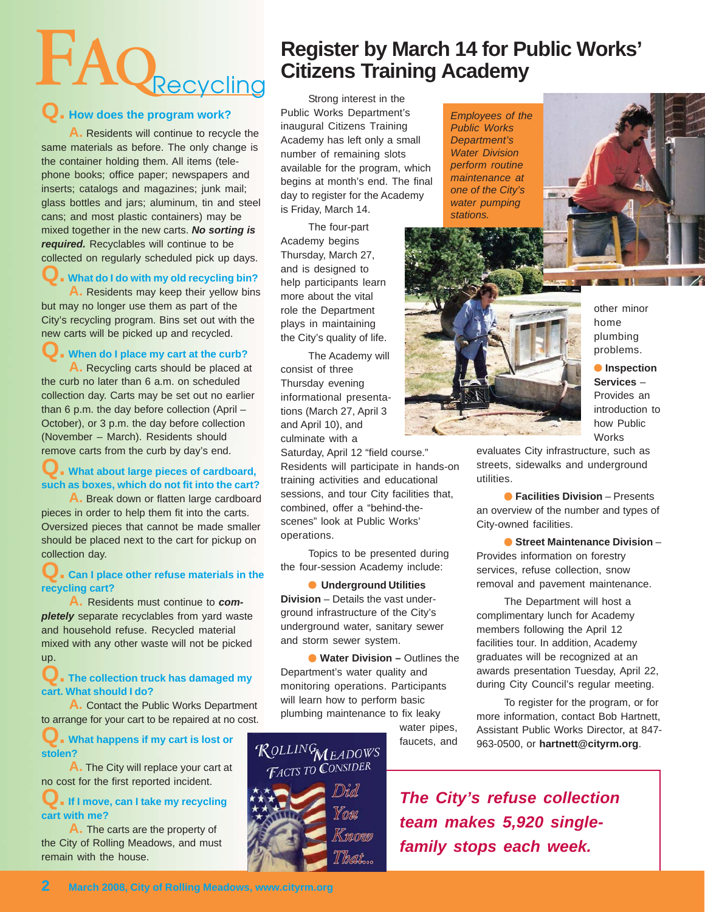# FAQ Recycling

**Q. How does the program work?**

**A.** Residents will continue to recycle the same materials as before. The only change is the container holding them. All items (telephone books; office paper; newspapers and inserts; catalogs and magazines; junk mail; glass bottles and jars; aluminum, tin and steel cans; and most plastic containers) may be mixed together in the new carts. ***No sorting is required.*** Recyclables will continue to be collected on regularly scheduled pick up days.

**Q. What do I do with my old recycling bin?**

**A.** Residents may keep their yellow bins but may no longer use them as part of the City's recycling program. Bins set out with the new carts will be picked up and recycled.

**Q. When do I place my cart at the curb?**

**A.** Recycling carts should be placed at the curb no later than 6 a.m. on scheduled collection day. Carts may be set out no earlier than 6 p.m. the day before collection (April – October), or 3 p.m. the day before collection (November – March). Residents should remove carts from the curb by day's end.

**Q. What about large pieces of cardboard, such as boxes, which do not fit into the cart?**

**A.** Break down or flatten large cardboard pieces in order to help them fit into the carts. Oversized pieces that cannot be made smaller should be placed next to the cart for pickup on collection day.

**Q. Can I place other refuse materials in the recycling cart?**

**A.** Residents must continue to ***completely*** separate recyclables from yard waste and household refuse. Recycled material mixed with any other waste will not be picked up.

**Q. The collection truck has damaged my cart. What should I do?**

**A.** Contact the Public Works Department to arrange for your cart to be repaired at no cost.

**Q. What happens if my cart is lost or stolen?**

**A.** The City will replace your cart at no cost for the first reported incident.

**Q. If I move, can I take my recycling cart with me?**

**A.** The carts are the property of the City of Rolling Meadows, and must remain with the house.

# Register by March 14 for Public Works' Citizens Training Academy

Strong interest in the Public Works Department's inaugural Citizens Training Academy has left only a small number of remaining slots available for the program, which begins at month's end. The final day to register for the Academy is Friday, March 14.

The four-part Academy begins Thursday, March 27, and is designed to help participants learn more about the vital role the Department plays in maintaining the City's quality of life.

The Academy will consist of three Thursday evening informational presentations (March 27, April 3 and April 10), and culminate with a Saturday, April 12 "field course." Residents will participate in hands-on training activities and educational sessions, and tour City facilities that, combined, offer a "behind-the-scenes" look at Public Works' operations.

Topics to be presented during the four-session Academy include:

- **Underground Utilities Division** – Details the vast underground infrastructure of the City's underground water, sanitary sewer and storm sewer system.
- **Water Division** – Outlines the Department's water quality and monitoring operations. Participants will learn how to perform basic plumbing maintenance to fix leaky water pipes, faucets, and other minor home plumbing problems.
- **Inspection Services** – Provides an introduction to how Public Works evaluates City infrastructure, such as streets, sidewalks and underground utilities.
- **Facilities Division** – Presents an overview of the number and types of City-owned facilities.
- **Street Maintenance Division** – Provides information on forestry services, refuse collection, snow removal and pavement maintenance.

*Employees of the Public Works Department's Water Division perform routine maintenance at one of the City's water pumping stations.*

The Department will host a complimentary lunch for Academy members following the April 12 facilities tour. In addition, Academy graduates will be recognized at an awards presentation Tuesday, April 22, during City Council's regular meeting.

To register for the program, or for more information, contact Bob Hartnett, Assistant Public Works Director, at 847-963-0500, or **hartnett@cityrm.org**.

**Rolling Meadows Facts to Consider — Did You Know That...**

***The City's refuse collection team makes 5,920 single-family stops each week.***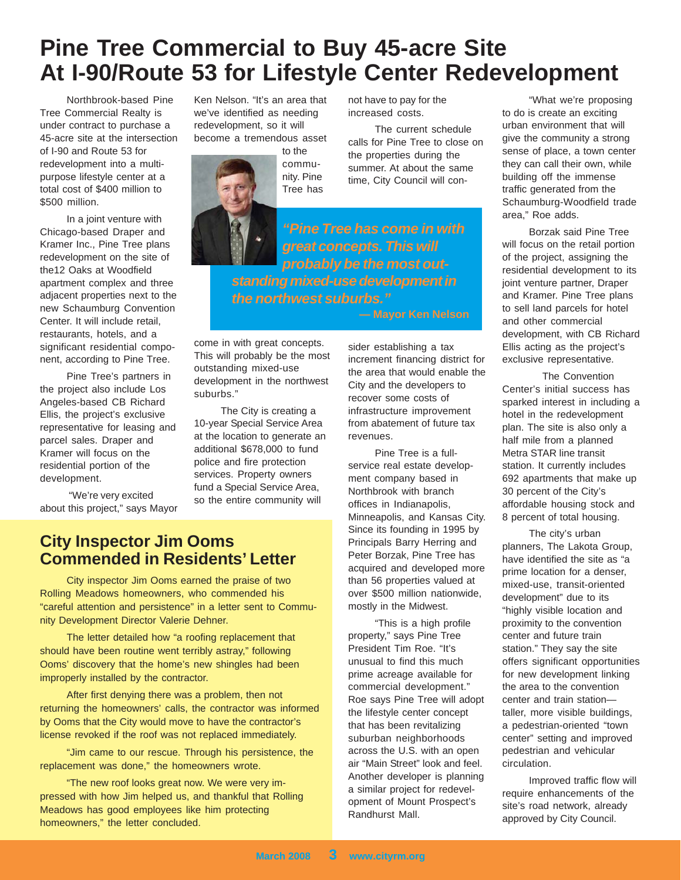# Pine Tree Commercial to Buy 45-acre Site At I-90/Route 53 for Lifestyle Center Redevelopment

Northbrook-based Pine Tree Commercial Realty is under contract to purchase a 45-acre site at the intersection of I-90 and Route 53 for redevelopment into a multi-purpose lifestyle center at a total cost of $400 million to $500 million.

In a joint venture with Chicago-based Draper and Kramer Inc., Pine Tree plans redevelopment on the site of the12 Oaks at Woodfield apartment complex and three adjacent properties next to the new Schaumburg Convention Center. It will include retail, restaurants, hotels, and a significant residential component, according to Pine Tree.

Pine Tree's partners in the project also include Los Angeles-based CB Richard Ellis, the project's exclusive representative for leasing and parcel sales. Draper and Kramer will focus on the residential portion of the development.

"We're very excited about this project," says Mayor Ken Nelson. "It's an area that we've identified as needing redevelopment, so it will become a tremendous asset to the community. Pine Tree has come in with great concepts. This will probably be the most outstanding mixed-use development in the northwest suburbs."

> ***"Pine Tree has come in with great concepts. This will probably be the most outstanding mixed-use development in the northwest suburbs."***
> **— Mayor Ken Nelson**

The City is creating a 10-year Special Service Area at the location to generate an additional $678,000 to fund police and fire protection services. Property owners fund a Special Service Area, so the entire community will not have to pay for the increased costs.

The current schedule calls for Pine Tree to close on the properties during the summer. At about the same time, City Council will consider establishing a tax increment financing district for the area that would enable the City and the developers to recover some costs of infrastructure improvement from abatement of future tax revenues.

Pine Tree is a full-service real estate development company based in Northbrook with branch offices in Indianapolis, Minneapolis, and Kansas City. Since its founding in 1995 by Principals Barry Herring and Peter Borzak, Pine Tree has acquired and developed more than 56 properties valued at over $500 million nationwide, mostly in the Midwest.

"This is a high profile property," says Pine Tree President Tim Roe. "It's unusual to find this much prime acreage available for commercial development." Roe says Pine Tree will adopt the lifestyle center concept that has been revitalizing suburban neighborhoods across the U.S. with an open air "Main Street" look and feel. Another developer is planning a similar project for redevelopment of Mount Prospect's Randhurst Mall.

"What we're proposing to do is create an exciting urban environment that will give the community a strong sense of place, a town center they can call their own, while building off the immense traffic generated from the Schaumburg-Woodfield trade area," Roe adds.

Borzak said Pine Tree will focus on the retail portion of the project, assigning the residential development to its joint venture partner, Draper and Kramer. Pine Tree plans to sell land parcels for hotel and other commercial development, with CB Richard Ellis acting as the project's exclusive representative.

The Convention Center's initial success has sparked interest in including a hotel in the redevelopment plan. The site is also only a half mile from a planned Metra STAR line transit station. It currently includes 692 apartments that make up 30 percent of the City's affordable housing stock and 8 percent of total housing.

The city's urban planners, The Lakota Group, have identified the site as "a prime location for a denser, mixed-use, transit-oriented development" due to its "highly visible location and proximity to the convention center and future train station." They say the site offers significant opportunities for new development linking the area to the convention center and train station—taller, more visible buildings, a pedestrian-oriented "town center" setting and improved pedestrian and vehicular circulation.

Improved traffic flow will require enhancements of the site's road network, already approved by City Council.

## City Inspector Jim Ooms Commended in Residents' Letter

City inspector Jim Ooms earned the praise of two Rolling Meadows homeowners, who commended his "careful attention and persistence" in a letter sent to Community Development Director Valerie Dehner.

The letter detailed how "a roofing replacement that should have been routine went terribly astray," following Ooms' discovery that the home's new shingles had been improperly installed by the contractor.

After first denying there was a problem, then not returning the homeowners' calls, the contractor was informed by Ooms that the City would move to have the contractor's license revoked if the roof was not replaced immediately.

"Jim came to our rescue. Through his persistence, the replacement was done," the homeowners wrote.

"The new roof looks great now. We were very impressed with how Jim helped us, and thankful that Rolling Meadows has good employees like him protecting homeowners," the letter concluded.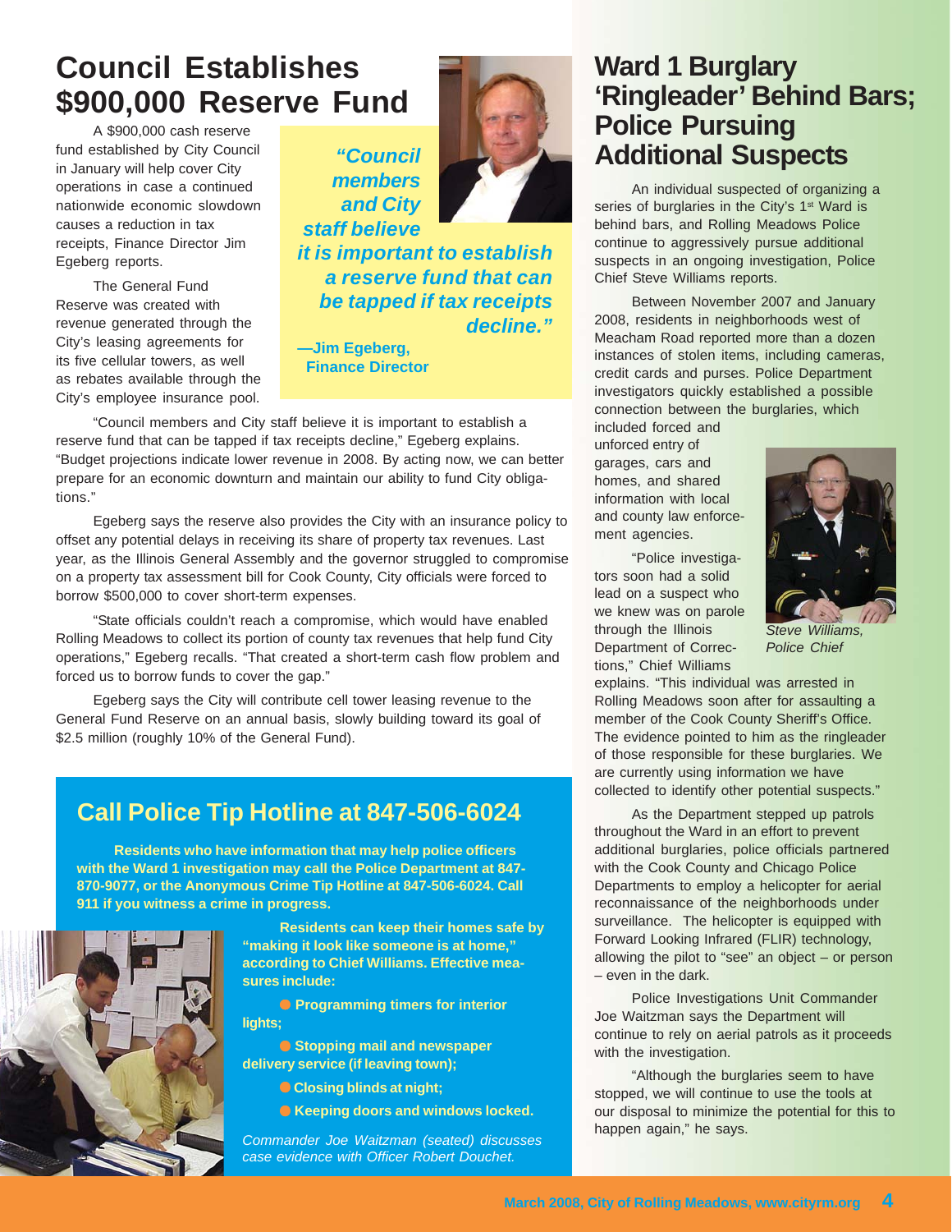# Council Establishes $900,000 Reserve Fund

A $900,000 cash reserve fund established by City Council in January will help cover City operations in case a continued nationwide economic slowdown causes a reduction in tax receipts, Finance Director Jim Egeberg reports.

The General Fund Reserve was created with revenue generated through the City's leasing agreements for its five cellular towers, as well as rebates available through the City's employee insurance pool.

> ***"Council members and City staff believe it is important to establish a reserve fund that can be tapped if tax receipts decline."***
>
> **—Jim Egeberg, Finance Director**

"Council members and City staff believe it is important to establish a reserve fund that can be tapped if tax receipts decline," Egeberg explains. "Budget projections indicate lower revenue in 2008. By acting now, we can better prepare for an economic downturn and maintain our ability to fund City obligations."

Egeberg says the reserve also provides the City with an insurance policy to offset any potential delays in receiving its share of property tax revenues. Last year, as the Illinois General Assembly and the governor struggled to compromise on a property tax assessment bill for Cook County, City officials were forced to borrow $500,000 to cover short-term expenses.

"State officials couldn't reach a compromise, which would have enabled Rolling Meadows to collect its portion of county tax revenues that help fund City operations," Egeberg recalls. "That created a short-term cash flow problem and forced us to borrow funds to cover the gap."

Egeberg says the City will contribute cell tower leasing revenue to the General Fund Reserve on an annual basis, slowly building toward its goal of $2.5 million (roughly 10% of the General Fund).

## Call Police Tip Hotline at 847-506-6024

**Residents who have information that may help police officers with the Ward 1 investigation may call the Police Department at 847-870-9077, or the Anonymous Crime Tip Hotline at 847-506-6024. Call 911 if you witness a crime in progress.**

**Residents can keep their homes safe by "making it look like someone is at home," according to Chief Williams. Effective measures include:**

- **Programming timers for interior lights;**
- **Stopping mail and newspaper delivery service (if leaving town);**
- **Closing blinds at night;**
- **Keeping doors and windows locked.**

*Commander Joe Waitzman (seated) discusses case evidence with Officer Robert Douchet.*

# Ward 1 Burglary 'Ringleader' Behind Bars; Police Pursuing Additional Suspects

An individual suspected of organizing a series of burglaries in the City's 1st Ward is behind bars, and Rolling Meadows Police continue to aggressively pursue additional suspects in an ongoing investigation, Police Chief Steve Williams reports.

Between November 2007 and January 2008, residents in neighborhoods west of Meacham Road reported more than a dozen instances of stolen items, including cameras, credit cards and purses. Police Department investigators quickly established a possible connection between the burglaries, which included forced and unforced entry of garages, cars and homes, and shared information with local and county law enforcement agencies.

*Steve Williams, Police Chief*

"Police investigators soon had a solid lead on a suspect who we knew was on parole through the Illinois Department of Corrections," Chief Williams explains. "This individual was arrested in Rolling Meadows soon after for assaulting a member of the Cook County Sheriff's Office. The evidence pointed to him as the ringleader of those responsible for these burglaries. We are currently using information we have collected to identify other potential suspects."

As the Department stepped up patrols throughout the Ward in an effort to prevent additional burglaries, police officials partnered with the Cook County and Chicago Police Departments to employ a helicopter for aerial reconnaissance of the neighborhoods under surveillance. The helicopter is equipped with Forward Looking Infrared (FLIR) technology, allowing the pilot to "see" an object – or person – even in the dark.

Police Investigations Unit Commander Joe Waitzman says the Department will continue to rely on aerial patrols as it proceeds with the investigation.

"Although the burglaries seem to have stopped, we will continue to use the tools at our disposal to minimize the potential for this to happen again," he says.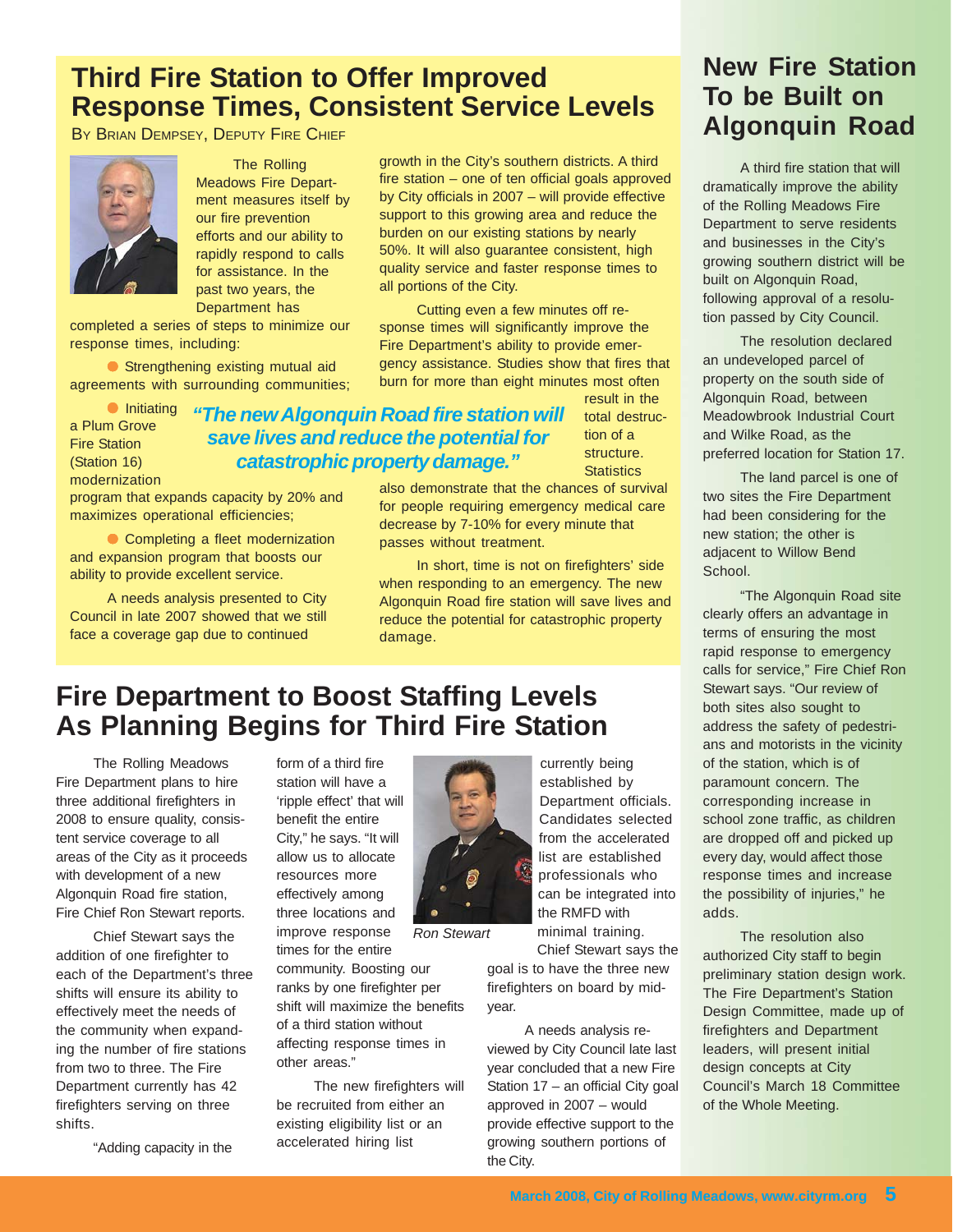## Third Fire Station to Offer Improved Response Times, Consistent Service Levels

By Brian Dempsey, Deputy Fire Chief

The Rolling Meadows Fire Department measures itself by our fire prevention efforts and our ability to rapidly respond to calls for assistance. In the past two years, the Department has completed a series of steps to minimize our response times, including:

- Strengthening existing mutual aid agreements with surrounding communities;
- Initiating a Plum Grove Fire Station (Station 16) modernization program that expands capacity by 20% and maximizes operational efficiencies;
- Completing a fleet modernization and expansion program that boosts our ability to provide excellent service.

A needs analysis presented to City Council in late 2007 showed that we still face a coverage gap due to continued growth in the City's southern districts. A third fire station – one of ten official goals approved by City officials in 2007 – will provide effective support to this growing area and reduce the burden on our existing stations by nearly 50%. It will also guarantee consistent, high quality service and faster response times to all portions of the City.

Cutting even a few minutes off response times will significantly improve the Fire Department's ability to provide emergency assistance. Studies show that fires that burn for more than eight minutes most often result in the total destruction of a structure. Statistics also demonstrate that the chances of survival for people requiring emergency medical care decrease by 7-10% for every minute that passes without treatment.

*"The new Algonquin Road fire station will save lives and reduce the potential for catastrophic property damage."*

In short, time is not on firefighters' side when responding to an emergency. The new Algonquin Road fire station will save lives and reduce the potential for catastrophic property damage.

## Fire Department to Boost Staffing Levels As Planning Begins for Third Fire Station

The Rolling Meadows Fire Department plans to hire three additional firefighters in 2008 to ensure quality, consistent service coverage to all areas of the City as it proceeds with development of a new Algonquin Road fire station, Fire Chief Ron Stewart reports.

Chief Stewart says the addition of one firefighter to each of the Department's three shifts will ensure its ability to effectively meet the needs of the community when expanding the number of fire stations from two to three. The Fire Department currently has 42 firefighters serving on three shifts.

"Adding capacity in the form of a third fire station will have a 'ripple effect' that will benefit the entire City," he says. "It will allow us to allocate resources more effectively among three locations and improve response times for the entire community. Boosting our ranks by one firefighter per shift will maximize the benefits of a third station without affecting response times in other areas."

The new firefighters will be recruited from either an existing eligibility list or an accelerated hiring list currently being established by Department officials. Candidates selected from the accelerated list are established professionals who can be integrated into the RMFD with minimal training.

*Ron Stewart*

Chief Stewart says the goal is to have the three new firefighters on board by mid-year.

A needs analysis reviewed by City Council late last year concluded that a new Fire Station 17 – an official City goal approved in 2007 – would provide effective support to the growing southern portions of the City.

## New Fire Station To be Built on Algonquin Road

A third fire station that will dramatically improve the ability of the Rolling Meadows Fire Department to serve residents and businesses in the City's growing southern district will be built on Algonquin Road, following approval of a resolution passed by City Council.

The resolution declared an undeveloped parcel of property on the south side of Algonquin Road, between Meadowbrook Industrial Court and Wilke Road, as the preferred location for Station 17.

The land parcel is one of two sites the Fire Department had been considering for the new station; the other is adjacent to Willow Bend School.

"The Algonquin Road site clearly offers an advantage in terms of ensuring the most rapid response to emergency calls for service," Fire Chief Ron Stewart says. "Our review of both sites also sought to address the safety of pedestrians and motorists in the vicinity of the station, which is of paramount concern. The corresponding increase in school zone traffic, as children are dropped off and picked up every day, would affect those response times and increase the possibility of injuries," he adds.

The resolution also authorized City staff to begin preliminary station design work. The Fire Department's Station Design Committee, made up of firefighters and Department leaders, will present initial design concepts at City Council's March 18 Committee of the Whole Meeting.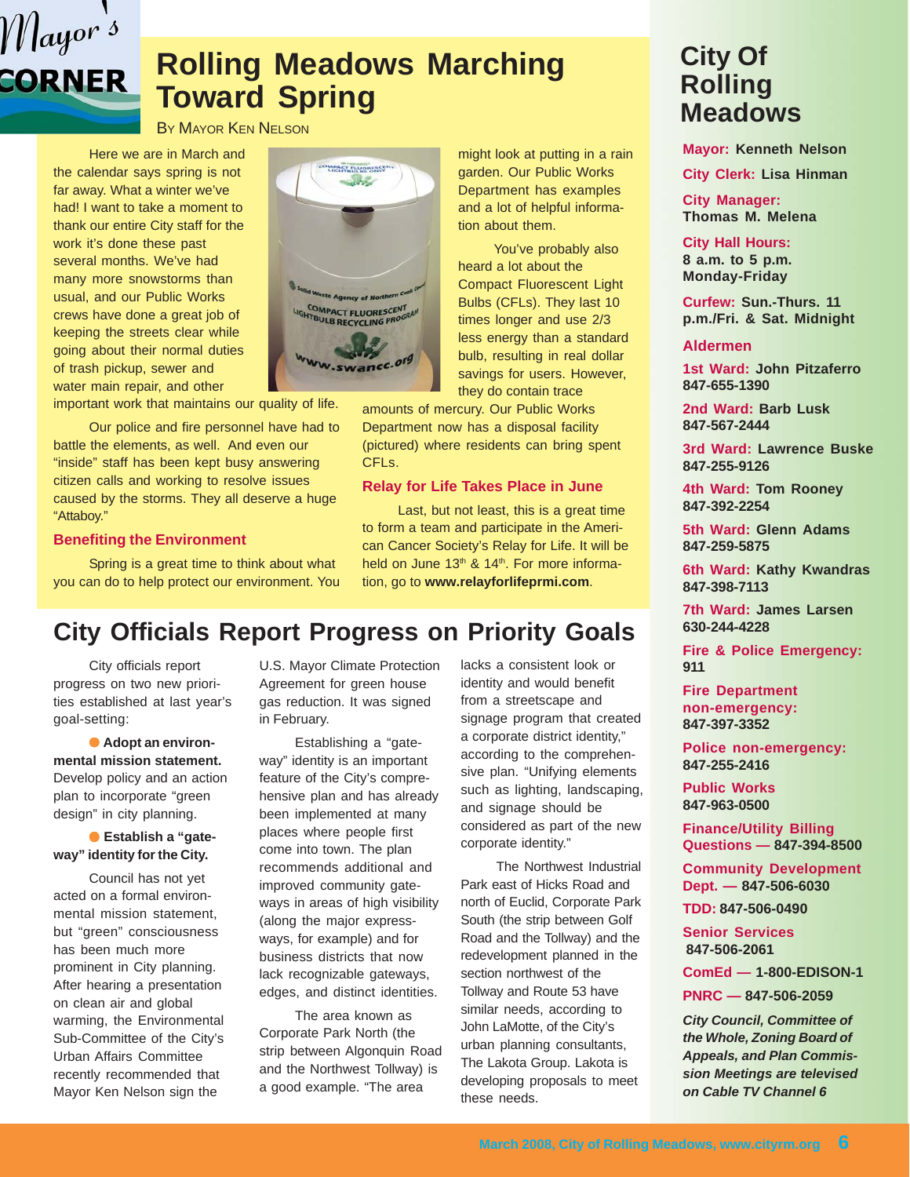Mayor's CORNER

# Rolling Meadows Marching Toward Spring

BY MAYOR KEN NELSON

Here we are in March and the calendar says spring is not far away. What a winter we've had! I want to take a moment to thank our entire City staff for the work it's done these past several months. We've had many more snowstorms than usual, and our Public Works crews have done a great job of keeping the streets clear while going about their normal duties of trash pickup, sewer and water main repair, and other important work that maintains our quality of life.

Our police and fire personnel have had to battle the elements, as well. And even our "inside" staff has been kept busy answering citizen calls and working to resolve issues caused by the storms. They all deserve a huge "Attaboy."

### Benefiting the Environment

Spring is a great time to think about what you can do to help protect our environment. You might look at putting in a rain garden. Our Public Works Department has examples and a lot of helpful information about them.

You've probably also heard a lot about the Compact Fluorescent Light Bulbs (CFLs). They last 10 times longer and use 2/3 less energy than a standard bulb, resulting in real dollar savings for users. However, they do contain trace amounts of mercury. Our Public Works Department now has a disposal facility (pictured) where residents can bring spent CFLs.

### Relay for Life Takes Place in June

Last, but not least, this is a great time to form a team and participate in the American Cancer Society's Relay for Life. It will be held on June 13th & 14th. For more information, go to **www.relayforlifeprmi.com**.

## City Officials Report Progress on Priority Goals

City officials report progress on two new priorities established at last year's goal-setting:

- **Adopt an environmental mission statement.** Develop policy and an action plan to incorporate "green design" in city planning.

- **Establish a "gateway" identity for the City.**

Council has not yet acted on a formal environmental mission statement, but "green" consciousness has been much more prominent in City planning. After hearing a presentation on clean air and global warming, the Environmental Sub-Committee of the City's Urban Affairs Committee recently recommended that Mayor Ken Nelson sign the U.S. Mayor Climate Protection Agreement for green house gas reduction. It was signed in February.

Establishing a "gateway" identity is an important feature of the City's comprehensive plan and has already been implemented at many places where people first come into town. The plan recommends additional and improved community gateways in areas of high visibility (along the major expressways, for example) and for business districts that now lack recognizable gateways, edges, and distinct identities.

The area known as Corporate Park North (the strip between Algonquin Road and the Northwest Tollway) is a good example. "The area lacks a consistent look or identity and would benefit from a streetscape and signage program that created a corporate district identity," according to the comprehensive plan. "Unifying elements such as lighting, landscaping, and signage should be considered as part of the new corporate identity."

The Northwest Industrial Park east of Hicks Road and north of Euclid, Corporate Park South (the strip between Golf Road and the Tollway) and the redevelopment planned in the section northwest of the Tollway and Route 53 have similar needs, according to John LaMotte, of the City's urban planning consultants, The Lakota Group. Lakota is developing proposals to meet these needs.

## City Of Rolling Meadows

**Mayor:** Kenneth Nelson

**City Clerk:** Lisa Hinman

**City Manager:** Thomas M. Melena

**City Hall Hours:** 8 a.m. to 5 p.m. Monday-Friday

**Curfew:** Sun.-Thurs. 11 p.m./Fri. & Sat. Midnight

**Aldermen**

**1st Ward:** John Pitzaferro 847-655-1390

**2nd Ward:** Barb Lusk 847-567-2444

**3rd Ward:** Lawrence Buske 847-255-9126

**4th Ward:** Tom Rooney 847-392-2254

**5th Ward:** Glenn Adams 847-259-5875

**6th Ward:** Kathy Kwandras 847-398-7113

**7th Ward:** James Larsen 630-244-4228

**Fire & Police Emergency:** 911

**Fire Department non-emergency:** 847-397-3352

**Police non-emergency:** 847-255-2416

**Public Works** 847-963-0500

**Finance/Utility Billing Questions** — 847-394-8500

**Community Development Dept.** — 847-506-6030

**TDD:** 847-506-0490

**Senior Services** 847-506-2061

**ComEd** — 1-800-EDISON-1

**PNRC** — 847-506-2059

*City Council, Committee of the Whole, Zoning Board of Appeals, and Plan Commission Meetings are televised on Cable TV Channel 6*